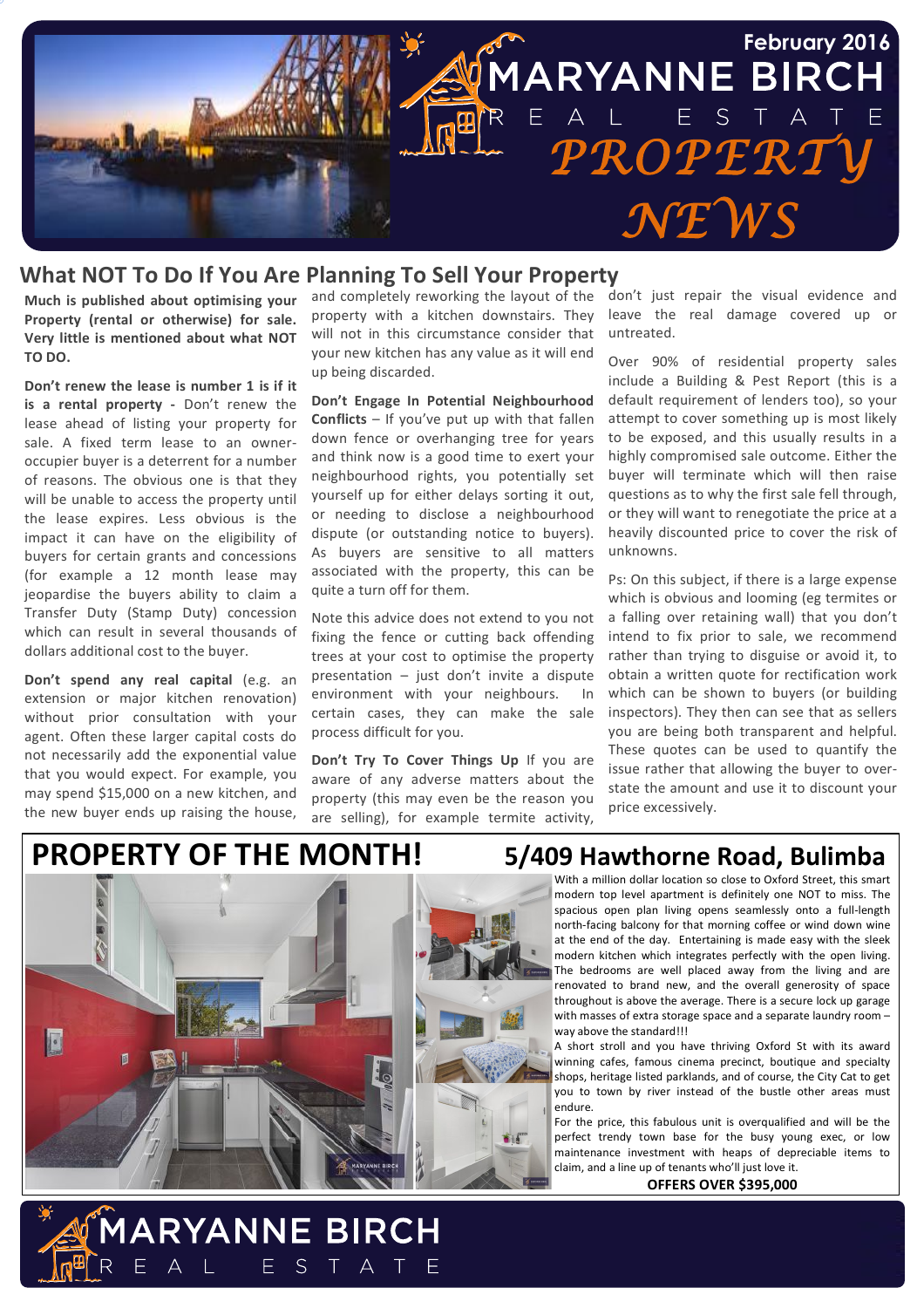February 2016

# MARYANNE BIRCH REAL ESTATE PROPERTY NEWS

## What NOT To Do If You Are Planning To Sell Your Property

**Much is published about optimising your Property (rental or otherwise) for sale. Very little is mentioned about what NOT TO DO.**

**Don't renew the lease is number 1 is if it is a rental property -** Don't renew the lease ahead of listing your property for sale. A fixed term lease to an owner-occupier buyer is a deterrent for a number of reasons. The obvious one is that they will be unable to access the property until the lease expires. Less obvious is the impact it can have on the eligibility of buyers for certain grants and concessions (for example a 12 month lease may jeopardise the buyers ability to claim a Transfer Duty (Stamp Duty) concession which can result in several thousands of dollars additional cost to the buyer.

**Don't spend any real capital** (e.g. an extension or major kitchen renovation) without prior consultation with your agent. Often these larger capital costs do not necessarily add the exponential value that you would expect. For example, you may spend $15,000 on a new kitchen, and the new buyer ends up raising the house, and completely reworking the layout of the property with a kitchen downstairs. They will not in this circumstance consider that your new kitchen has any value as it will end up being discarded.

**Don't Engage In Potential Neighbourhood Conflicts** – If you've put up with that fallen down fence or overhanging tree for years and think now is a good time to exert your neighbourhood rights, you potentially set yourself up for either delays sorting it out, or needing to disclose a neighbourhood dispute (or outstanding notice to buyers). As buyers are sensitive to all matters associated with the property, this can be quite a turn off for them.

Note this advice does not extend to you not fixing the fence or cutting back offending trees at your cost to optimise the property presentation – just don't invite a dispute environment with your neighbours. In certain cases, they can make the sale process difficult for you.

**Don't Try To Cover Things Up** If you are aware of any adverse matters about the property (this may even be the reason you are selling), for example termite activity, don't just repair the visual evidence and leave the real damage covered up or untreated.

Over 90% of residential property sales include a Building & Pest Report (this is a default requirement of lenders too), so your attempt to cover something up is most likely to be exposed, and this usually results in a highly compromised sale outcome. Either the buyer will terminate which will then raise questions as to why the first sale fell through, or they will want to renegotiate the price at a heavily discounted price to cover the risk of unknowns.

Ps: On this subject, if there is a large expense which is obvious and looming (eg termites or a falling over retaining wall) that you don't intend to fix prior to sale, we recommend rather than trying to disguise or avoid it, to obtain a written quote for rectification work which can be shown to buyers (or building inspectors). They then can see that as sellers you are being both transparent and helpful. These quotes can be used to quantify the issue rather that allowing the buyer to over-state the amount and use it to discount your price excessively.

## PROPERTY OF THE MONTH! 5/409 Hawthorne Road, Bulimba

With a million dollar location so close to Oxford Street, this smart modern top level apartment is definitely one NOT to miss. The spacious open plan living opens seamlessly onto a full-length north-facing balcony for that morning coffee or wind down wine at the end of the day. Entertaining is made easy with the sleek modern kitchen which integrates perfectly with the open living. The bedrooms are well placed away from the living and are renovated to brand new, and the overall generosity of space throughout is above the average. There is a secure lock up garage with masses of extra storage space and a separate laundry room – way above the standard!!!

A short stroll and you have thriving Oxford St with its award winning cafes, famous cinema precinct, boutique and specialty shops, heritage listed parklands, and of course, the City Cat to get you to town by river instead of the bustle other areas must endure.

For the price, this fabulous unit is overqualified and will be the perfect trendy town base for the busy young exec, or low maintenance investment with heaps of depreciable items to claim, and a line up of tenants who'll just love it.

**OFFERS OVER $395,000**

MARYANNE BIRCH REAL ESTATE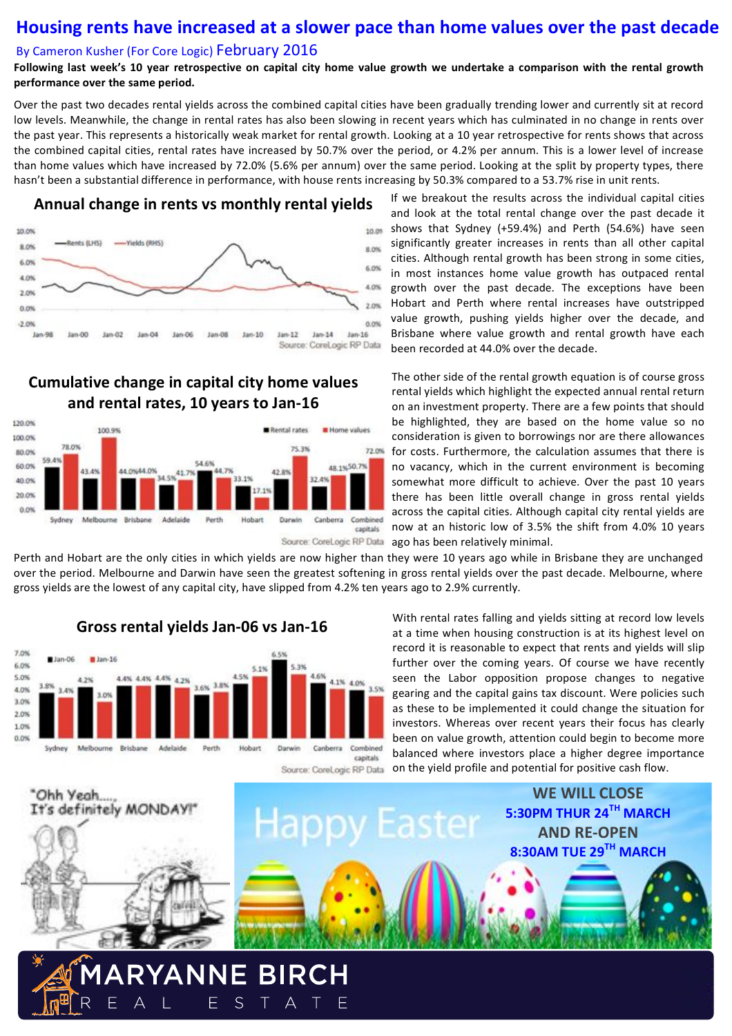# Housing rents have increased at a slower pace than home values over the past decade

By Cameron Kusher (For Core Logic) February 2016

**Following last week's 10 year retrospective on capital city home value growth we undertake a comparison with the rental growth performance over the same period.**

Over the past two decades rental yields across the combined capital cities have been gradually trending lower and currently sit at record low levels. Meanwhile, the change in rental rates has also been slowing in recent years which has culminated in no change in rents over the past year. This represents a historically weak market for rental growth. Looking at a 10 year retrospective for rents shows that across the combined capital cities, rental rates have increased by 50.7% over the period, or 4.2% per annum. This is a lower level of increase than home values which have increased by 72.0% (5.6% per annum) over the same period. Looking at the split by property types, there hasn't been a substantial difference in performance, with house rents increasing by 50.3% compared to a 53.7% rise in unit rents.

## Annual change in rents vs monthly rental yields

Rents (LHS) — Yields (RHS)

10.0% 8.0% 6.0% 4.0% 2.0% 0.0% -2.0%

10.0% 8.0% 6.0% 4.0% 2.0% 0.0%

Jan-98 Jan-00 Jan-02 Jan-04 Jan-06 Jan-08 Jan-10 Jan-12 Jan-14 Jan-16

Source: CoreLogic RP Data

If we breakout the results across the individual capital cities and look at the total rental change over the past decade it shows that Sydney (+59.4%) and Perth (54.6%) have seen significantly greater increases in rents than all other capital cities. Although rental growth has been strong in some cities, in most instances home value growth has outpaced rental growth over the past decade. The exceptions have been Hobart and Perth where rental increases have outstripped value growth, pushing yields higher over the decade, and Brisbane where value growth and rental growth have each been recorded at 44.0% over the decade.

## Cumulative change in capital city home values and rental rates, 10 years to Jan-16

Rental rates — Home values

Sydney 59.4% 78.0%; Melbourne 43.4% 100.9%; Brisbane 44.0% 44.0%; Adelaide 34.5% 41.7%; Perth 54.6% 44.7%; Hobart 33.1% 17.1%; Darwin 42.8% 75.3%; Canberra 32.4% 48.1%; Combined capitals 50.7% 72.0%

Source: CoreLogic RP Data

The other side of the rental growth equation is of course gross rental yields which highlight the expected annual rental return on an investment property. There are a few points that should be highlighted, they are based on the home value so no consideration is given to borrowings nor are there allowances for costs. Furthermore, the calculation assumes that there is no vacancy, which in the current environment is becoming somewhat more difficult to achieve. Over the past 10 years there has been little overall change in gross rental yields across the capital cities. Although capital city rental yields are now at an historic low of 3.5% the shift from 4.0% 10 years ago has been relatively minimal.

Perth and Hobart are the only cities in which yields are now higher than they were 10 years ago while in Brisbane they are unchanged over the period. Melbourne and Darwin have seen the greatest softening in gross rental yields over the past decade. Melbourne, where gross yields are the lowest of any capital city, have slipped from 4.2% ten years ago to 2.9% currently.

## Gross rental yields Jan-06 vs Jan-16

Jan-06 — Jan-16

Sydney 3.8% 3.4%; Melbourne 4.2% 3.0%; Brisbane 4.4% 4.4%; Adelaide 4.4% 4.2%; Perth 3.6% 3.8%; Hobart 4.5% 5.1%; Darwin 6.5% 5.3%; Canberra 4.6% 4.1%; Combined capitals 4.0% 3.5%

Source: CoreLogic RP Data

With rental rates falling and yields sitting at record low levels at a time when housing construction is at its highest level on record it is reasonable to expect that rents and yields will slip further over the coming years. Of course we have recently seen the Labor opposition propose changes to negative gearing and the capital gains tax discount. Were policies such as these to be implemented it could change the situation for investors. Whereas over recent years their focus has clearly been on value growth, attention could begin to become more balanced where investors place a higher degree importance on the yield profile and potential for positive cash flow.

"Ohh Yeah.... It's definitely MONDAY!"

Happy Easter

**WE WILL CLOSE 5:30PM THUR 24TH MARCH AND RE-OPEN 8:30AM TUE 29TH MARCH**

**MARYANNE BIRCH REAL ESTATE**